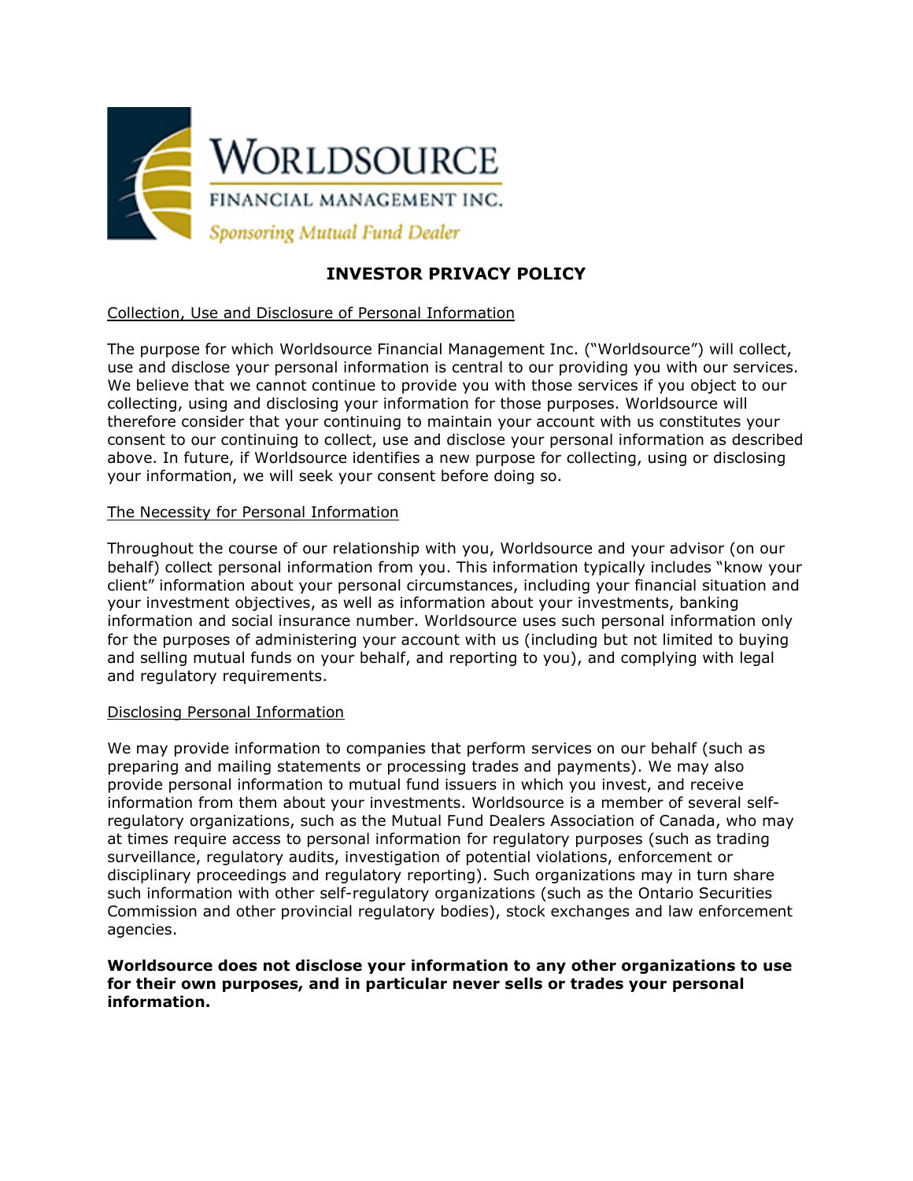WORLDSOURCE

FINANCIAL MANAGEMENT INC.

*Sponsoring Mutual Fund Dealer*

# INVESTOR PRIVACY POLICY

## Collection, Use and Disclosure of Personal Information

The purpose for which Worldsource Financial Management Inc. ("Worldsource") will collect, use and disclose your personal information is central to our providing you with our services. We believe that we cannot continue to provide you with those services if you object to our collecting, using and disclosing your information for those purposes. Worldsource will therefore consider that your continuing to maintain your account with us constitutes your consent to our continuing to collect, use and disclose your personal information as described above. In future, if Worldsource identifies a new purpose for collecting, using or disclosing your information, we will seek your consent before doing so.

## The Necessity for Personal Information

Throughout the course of our relationship with you, Worldsource and your advisor (on our behalf) collect personal information from you. This information typically includes "know your client" information about your personal circumstances, including your financial situation and your investment objectives, as well as information about your investments, banking information and social insurance number. Worldsource uses such personal information only for the purposes of administering your account with us (including but not limited to buying and selling mutual funds on your behalf, and reporting to you), and complying with legal and regulatory requirements.

## Disclosing Personal Information

We may provide information to companies that perform services on our behalf (such as preparing and mailing statements or processing trades and payments). We may also provide personal information to mutual fund issuers in which you invest, and receive information from them about your investments. Worldsource is a member of several self-regulatory organizations, such as the Mutual Fund Dealers Association of Canada, who may at times require access to personal information for regulatory purposes (such as trading surveillance, regulatory audits, investigation of potential violations, enforcement or disciplinary proceedings and regulatory reporting). Such organizations may in turn share such information with other self-regulatory organizations (such as the Ontario Securities Commission and other provincial regulatory bodies), stock exchanges and law enforcement agencies.

**Worldsource does not disclose your information to any other organizations to use for their own purposes, and in particular never sells or trades your personal information.**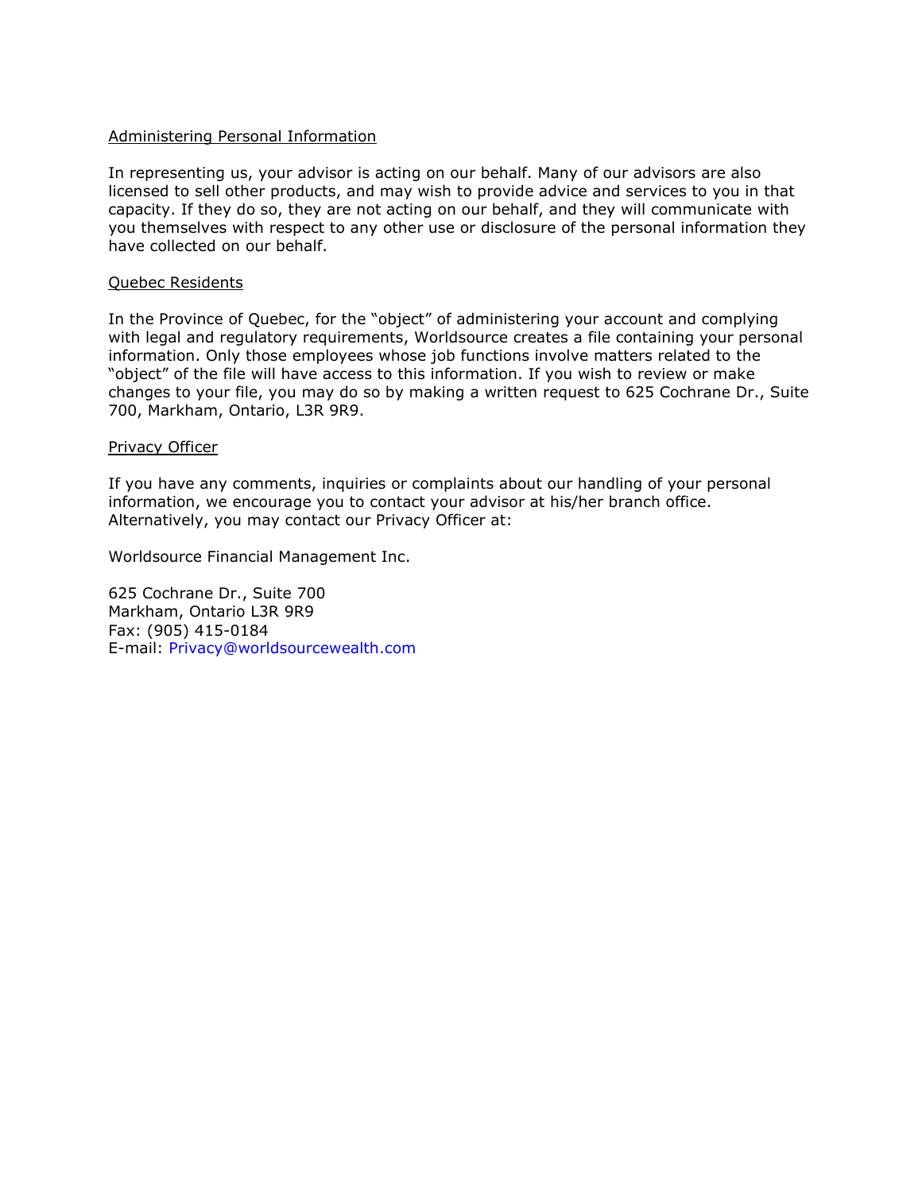Administering Personal Information

In representing us, your advisor is acting on our behalf. Many of our advisors are also licensed to sell other products, and may wish to provide advice and services to you in that capacity. If they do so, they are not acting on our behalf, and they will communicate with you themselves with respect to any other use or disclosure of the personal information they have collected on our behalf.

Quebec Residents

In the Province of Quebec, for the “object” of administering your account and complying with legal and regulatory requirements, Worldsource creates a file containing your personal information. Only those employees whose job functions involve matters related to the “object” of the file will have access to this information. If you wish to review or make changes to your file, you may do so by making a written request to 625 Cochrane Dr., Suite 700, Markham, Ontario, L3R 9R9.

Privacy Officer

If you have any comments, inquiries or complaints about our handling of your personal information, we encourage you to contact your advisor at his/her branch office. Alternatively, you may contact our Privacy Officer at:

Worldsource Financial Management Inc.

625 Cochrane Dr., Suite 700
Markham, Ontario L3R 9R9
Fax: (905) 415-0184
E-mail: Privacy@worldsourcewealth.com